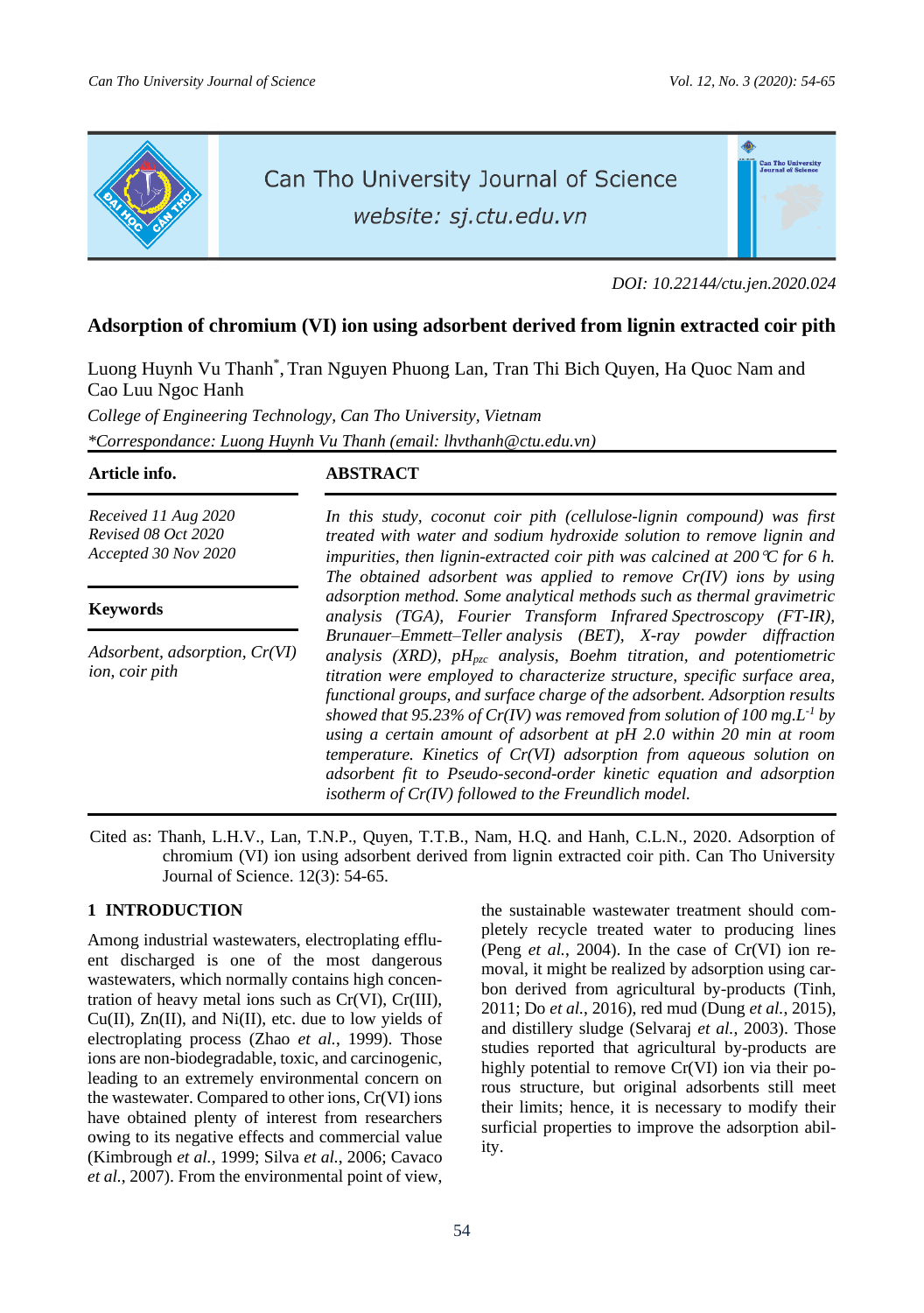DOI: 10.22144/ctu.jen.2020.024

# Adsorption of chromium (VI) ion using adsorbent derived from lignin extracted coir pith

Luong Huynh Vu Thanh*, Tran Nguyen Phuong Lan, Tran Thi Bich Quyen, Ha Quoc Nam and Cao Luu Ngoc Hanh

*College of Engineering Technology, Can Tho University, Vietnam*

*\*Correspondance: Luong Huynh Vu Thanh (email: lhvthanh@ctu.edu.vn)*

**Article info.**

*Received 11 Aug 2020*
*Revised 08 Oct 2020*
*Accepted 30 Nov 2020*

**Keywords**

*Adsorbent, adsorption, Cr(VI) ion, coir pith*

**ABSTRACT**

*In this study, coconut coir pith (cellulose-lignin compound) was first treated with water and sodium hydroxide solution to remove lignin and impurities, then lignin-extracted coir pith was calcined at 200 ℃ for 6 h. The obtained adsorbent was applied to remove Cr(IV) ions by using adsorption method. Some analytical methods such as thermal gravimetric analysis (TGA), Fourier Transform Infrared Spectroscopy (FT-IR), Brunauer–Emmett–Teller analysis (BET), X-ray powder diffraction analysis (XRD), $pH_{pzc}$ analysis, Boehm titration, and potentiometric titration were employed to characterize structure, specific surface area, functional groups, and surface charge of the adsorbent. Adsorption results showed that 95.23% of Cr(IV) was removed from solution of 100 $mg.L^{-1}$ by using a certain amount of adsorbent at pH 2.0 within 20 min at room temperature. Kinetics of Cr(VI) adsorption from aqueous solution on adsorbent fit to Pseudo-second-order kinetic equation and adsorption isotherm of Cr(IV) followed to the Freundlich model.*

Cited as: Thanh, L.H.V., Lan, T.N.P., Quyen, T.T.B., Nam, H.Q. and Hanh, C.L.N., 2020. Adsorption of chromium (VI) ion using adsorbent derived from lignin extracted coir pith. Can Tho University Journal of Science. 12(3): 54-65.

## 1 INTRODUCTION

Among industrial wastewaters, electroplating effluent discharged is one of the most dangerous wastewaters, which normally contains high concentration of heavy metal ions such as Cr(VI), Cr(III), Cu(II), Zn(II), and Ni(II), etc. due to low yields of electroplating process (Zhao *et al.*, 1999). Those ions are non-biodegradable, toxic, and carcinogenic, leading to an extremely environmental concern on the wastewater. Compared to other ions, Cr(VI) ions have obtained plenty of interest from researchers owing to its negative effects and commercial value (Kimbrough *et al.*, 1999; Silva *et al.*, 2006; Cavaco *et al.*, 2007). From the environmental point of view, the sustainable wastewater treatment should completely recycle treated water to producing lines (Peng *et al.*, 2004). In the case of Cr(VI) ion removal, it might be realized by adsorption using carbon derived from agricultural by-products (Tinh, 2011; Do *et al.*, 2016), red mud (Dung *et al.*, 2015), and distillery sludge (Selvaraj *et al.*, 2003). Those studies reported that agricultural by-products are highly potential to remove Cr(VI) ion via their porous structure, but original adsorbents still meet their limits; hence, it is necessary to modify their surficial properties to improve the adsorption ability.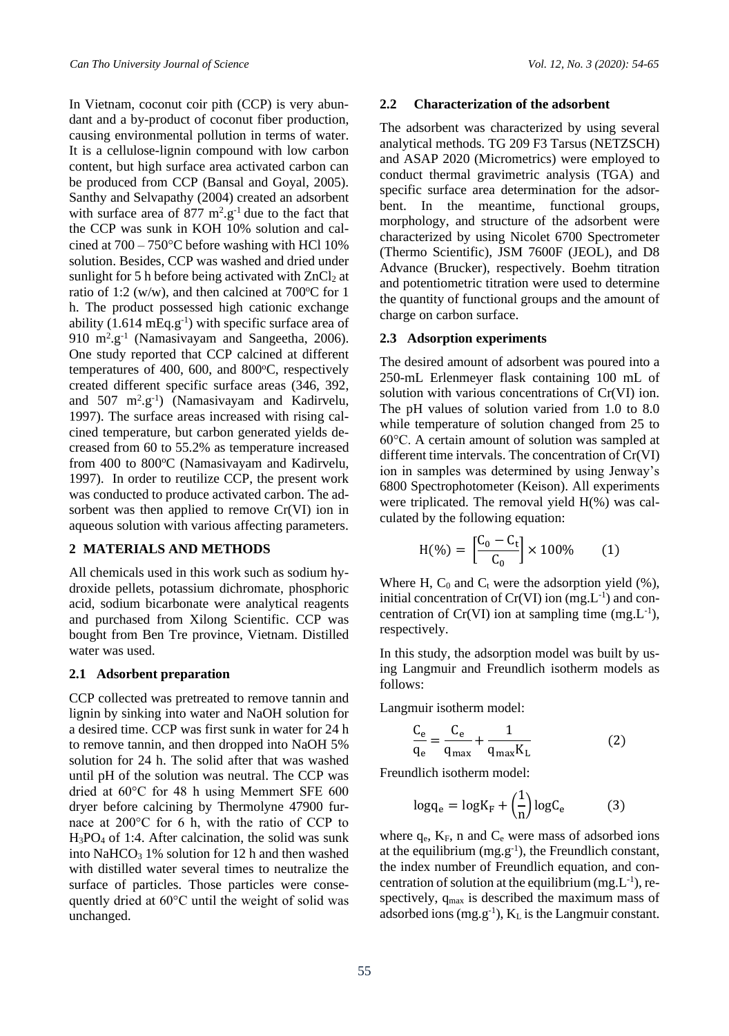In Vietnam, coconut coir pith (CCP) is very abundant and a by-product of coconut fiber production, causing environmental pollution in terms of water. It is a cellulose-lignin compound with low carbon content, but high surface area activated carbon can be produced from CCP (Bansal and Goyal, 2005). Santhy and Selvapathy (2004) created an adsorbent with surface area of 877 $m^2.g^{-1}$ due to the fact that the CCP was sunk in KOH 10% solution and calcined at 700 – 750°C before washing with HCl 10% solution. Besides, CCP was washed and dried under sunlight for 5 h before being activated with $ZnCl_2$ at ratio of 1:2 (w/w), and then calcined at 700°C for 1 h. The product possessed high cationic exchange ability (1.614 $mEq.g^{-1}$) with specific surface area of 910 $m^2.g^{-1}$ (Namasivayam and Sangeetha, 2006). One study reported that CCP calcined at different temperatures of 400, 600, and 800°C, respectively created different specific surface areas (346, 392, and 507 $m^2.g^{-1}$) (Namasivayam and Kadirvelu, 1997). The surface areas increased with rising calcined temperature, but carbon generated yields decreased from 60 to 55.2% as temperature increased from 400 to 800°C (Namasivayam and Kadirvelu, 1997). In order to reutilize CCP, the present work was conducted to produce activated carbon. The adsorbent was then applied to remove Cr(VI) ion in aqueous solution with various affecting parameters.

## 2 MATERIALS AND METHODS

All chemicals used in this work such as sodium hydroxide pellets, potassium dichromate, phosphoric acid, sodium bicarbonate were analytical reagents and purchased from Xilong Scientific. CCP was bought from Ben Tre province, Vietnam. Distilled water was used.

### 2.1 Adsorbent preparation

CCP collected was pretreated to remove tannin and lignin by sinking into water and NaOH solution for a desired time. CCP was first sunk in water for 24 h to remove tannin, and then dropped into NaOH 5% solution for 24 h. The solid after that was washed until pH of the solution was neutral. The CCP was dried at 60°C for 48 h using Memmert SFE 600 dryer before calcining by Thermolyne 47900 furnace at 200°C for 6 h, with the ratio of CCP to $H_3PO_4$ of 1:4. After calcination, the solid was sunk into $NaHCO_3$ 1% solution for 12 h and then washed with distilled water several times to neutralize the surface of particles. Those particles were consequently dried at 60°C until the weight of solid was unchanged.

### 2.2 Characterization of the adsorbent

The adsorbent was characterized by using several analytical methods. TG 209 F3 Tarsus (NETZSCH) and ASAP 2020 (Micrometrics) were employed to conduct thermal gravimetric analysis (TGA) and specific surface area determination for the adsorbent. In the meantime, functional groups, morphology, and structure of the adsorbent were characterized by using Nicolet 6700 Spectrometer (Thermo Scientific), JSM 7600F (JEOL), and D8 Advance (Brucker), respectively. Boehm titration and potentiometric titration were used to determine the quantity of functional groups and the amount of charge on carbon surface.

### 2.3 Adsorption experiments

The desired amount of adsorbent was poured into a 250-mL Erlenmeyer flask containing 100 mL of solution with various concentrations of Cr(VI) ion. The pH values of solution varied from 1.0 to 8.0 while temperature of solution changed from 25 to 60°C. A certain amount of solution was sampled at different time intervals. The concentration of Cr(VI) ion in samples was determined by using Jenway's 6800 Spectrophotometer (Keison). All experiments were triplicated. The removal yield H(%) was calculated by the following equation:

$$H(\%) = \left[\frac{C_0 - C_t}{C_0}\right] \times 100\% \qquad (1)$$

Where H, $C_0$ and $C_t$ were the adsorption yield (%), initial concentration of Cr(VI) ion ($mg.L^{-1}$) and concentration of Cr(VI) ion at sampling time ($mg.L^{-1}$), respectively.

In this study, the adsorption model was built by using Langmuir and Freundlich isotherm models as follows:

Langmuir isotherm model:

$$\frac{C_e}{q_e} = \frac{C_e}{q_{max}} + \frac{1}{q_{max}K_L} \qquad (2)$$

Freundlich isotherm model:

$$\log q_e = \log K_F + \left(\frac{1}{n}\right)\log C_e \qquad (3)$$

where $q_e$, $K_F$, n and $C_e$ were mass of adsorbed ions at the equilibrium ($mg.g^{-1}$), the Freundlich constant, the index number of Freundlich equation, and concentration of solution at the equilibrium ($mg.L^{-1}$), respectively, $q_{max}$ is described the maximum mass of adsorbed ions ($mg.g^{-1}$), $K_L$ is the Langmuir constant.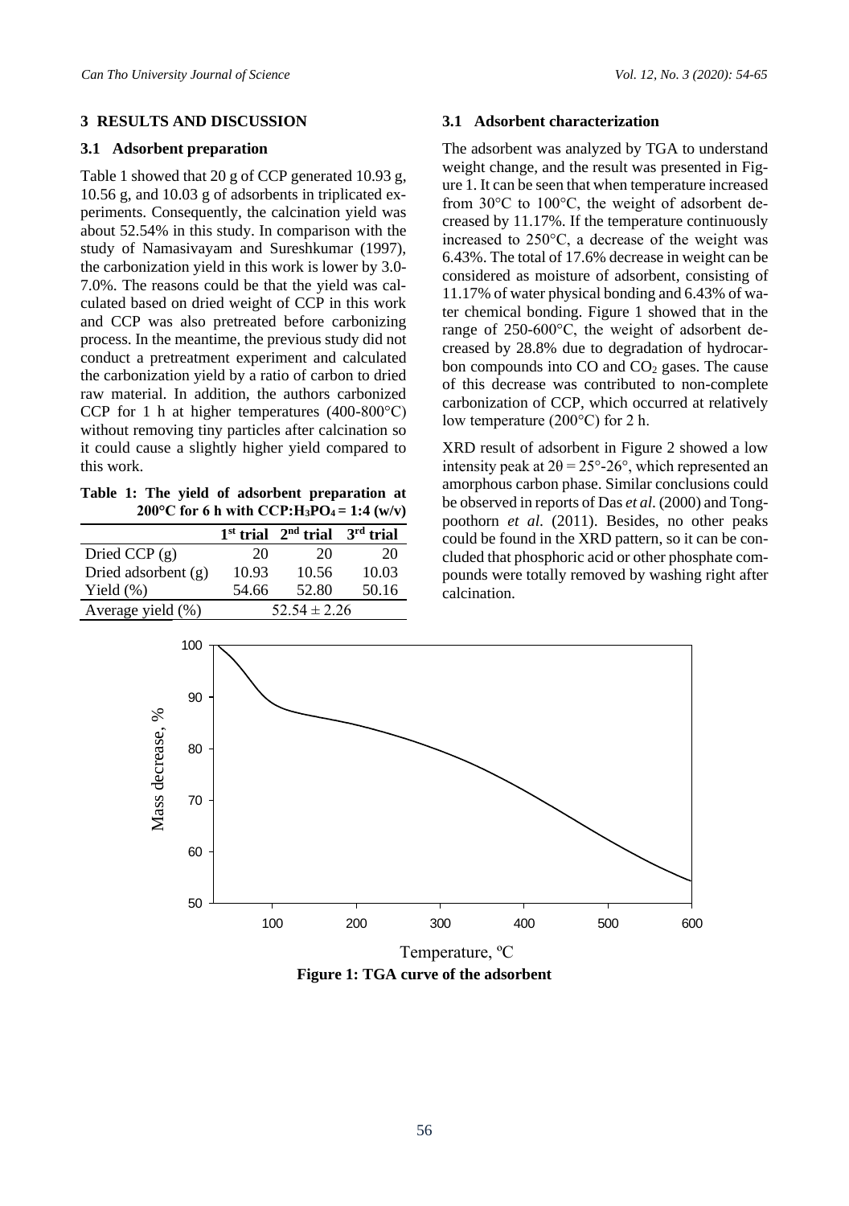## 3 RESULTS AND DISCUSSION

### 3.1 Adsorbent preparation

Table 1 showed that 20 g of CCP generated 10.93 g, 10.56 g, and 10.03 g of adsorbents in triplicated experiments. Consequently, the calcination yield was about 52.54% in this study. In comparison with the study of Namasivayam and Sureshkumar (1997), the carbonization yield in this work is lower by 3.0-7.0%. The reasons could be that the yield was calculated based on dried weight of CCP in this work and CCP was also pretreated before carbonizing process. In the meantime, the previous study did not conduct a pretreatment experiment and calculated the carbonization yield by a ratio of carbon to dried raw material. In addition, the authors carbonized CCP for 1 h at higher temperatures (400-800°C) without removing tiny particles after calcination so it could cause a slightly higher yield compared to this work.

**Table 1: The yield of adsorbent preparation at 200°C for 6 h with CCP:$H_3PO_4$ = 1:4 (w/v)**

| | 1st trial | 2nd trial | 3rd trial |
|---|---|---|---|
| Dried CCP (g) | 20 | 20 | 20 |
| Dried adsorbent (g) | 10.93 | 10.56 | 10.03 |
| Yield (%) | 54.66 | 52.80 | 50.16 |
| Average yield (%) | 52.54 ± 2.26 | | |

### 3.1 Adsorbent characterization

The adsorbent was analyzed by TGA to understand weight change, and the result was presented in Figure 1. It can be seen that when temperature increased from 30°C to 100°C, the weight of adsorbent decreased by 11.17%. If the temperature continuously increased to 250°C, a decrease of the weight was 6.43%. The total of 17.6% decrease in weight can be considered as moisture of adsorbent, consisting of 11.17% of water physical bonding and 6.43% of water chemical bonding. Figure 1 showed that in the range of 250-600°C, the weight of adsorbent decreased by 28.8% due to degradation of hydrocarbon compounds into CO and $CO_2$ gases. The cause of this decrease was contributed to non-complete carbonization of CCP, which occurred at relatively low temperature (200°C) for 2 h.

XRD result of adsorbent in Figure 2 showed a low intensity peak at $2\theta = 25°-26°$, which represented an amorphous carbon phase. Similar conclusions could be observed in reports of Das *et al.* (2000) and Tongpoothorn *et al.* (2011). Besides, no other peaks could be found in the XRD pattern, so it can be concluded that phosphoric acid or other phosphate compounds were totally removed by washing right after calcination.

Mass decrease, %
100
90
80
70
60
50
100
200
300
400
500
600
Temperature, ºC

**Figure 1: TGA curve of the adsorbent**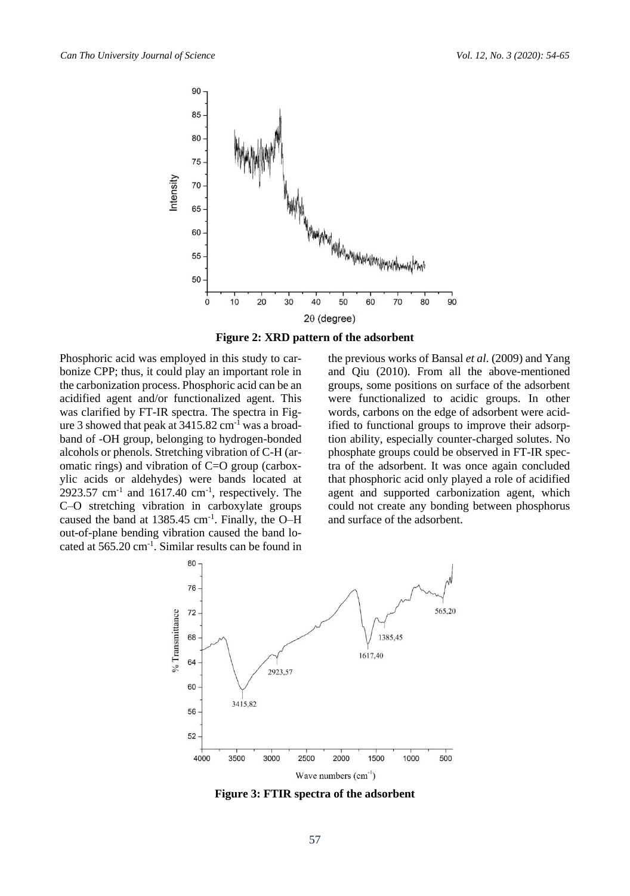90
85
80
75
70
65
60
55
50
Intensity
0 10 20 30 40 50 60 70 80 90
2θ (degree)

**Figure 2: XRD pattern of the adsorbent**

Phosphoric acid was employed in this study to carbonize CPP; thus, it could play an important role in the carbonization process. Phosphoric acid can be an acidified agent and/or functionalized agent. This was clarified by FT-IR spectra. The spectra in Figure 3 showed that peak at 3415.82 $cm^{-1}$ was a broadband of -OH group, belonging to hydrogen-bonded alcohols or phenols. Stretching vibration of C-H (aromatic rings) and vibration of C=O group (carboxylic acids or aldehydes) were bands located at 2923.57 $cm^{-1}$ and 1617.40 $cm^{-1}$, respectively. The C–O stretching vibration in carboxylate groups caused the band at 1385.45 $cm^{-1}$. Finally, the O–H out-of-plane bending vibration caused the band located at 565.20 $cm^{-1}$. Similar results can be found in the previous works of Bansal *et al.* (2009) and Yang and Qiu (2010). From all the above-mentioned groups, some positions on surface of the adsorbent were functionalized to acidic groups. In other words, carbons on the edge of adsorbent were acidified to functional groups to improve their adsorption ability, especially counter-charged solutes. No phosphate groups could be observed in FT-IR spectra of the adsorbent. It was once again concluded that phosphoric acid only played a role of acidified agent and supported carbonization agent, which could not create any bonding between phosphorus and surface of the adsorbent.

80
76
72
68
64
60
56
52
% Transmittance
4000 3500 3000 2500 2000 1500 1000 500
Wave numbers ($cm^{-1}$)
3415,82
2923,57
1617,40
1385,45
565,20

**Figure 3: FTIR spectra of the adsorbent**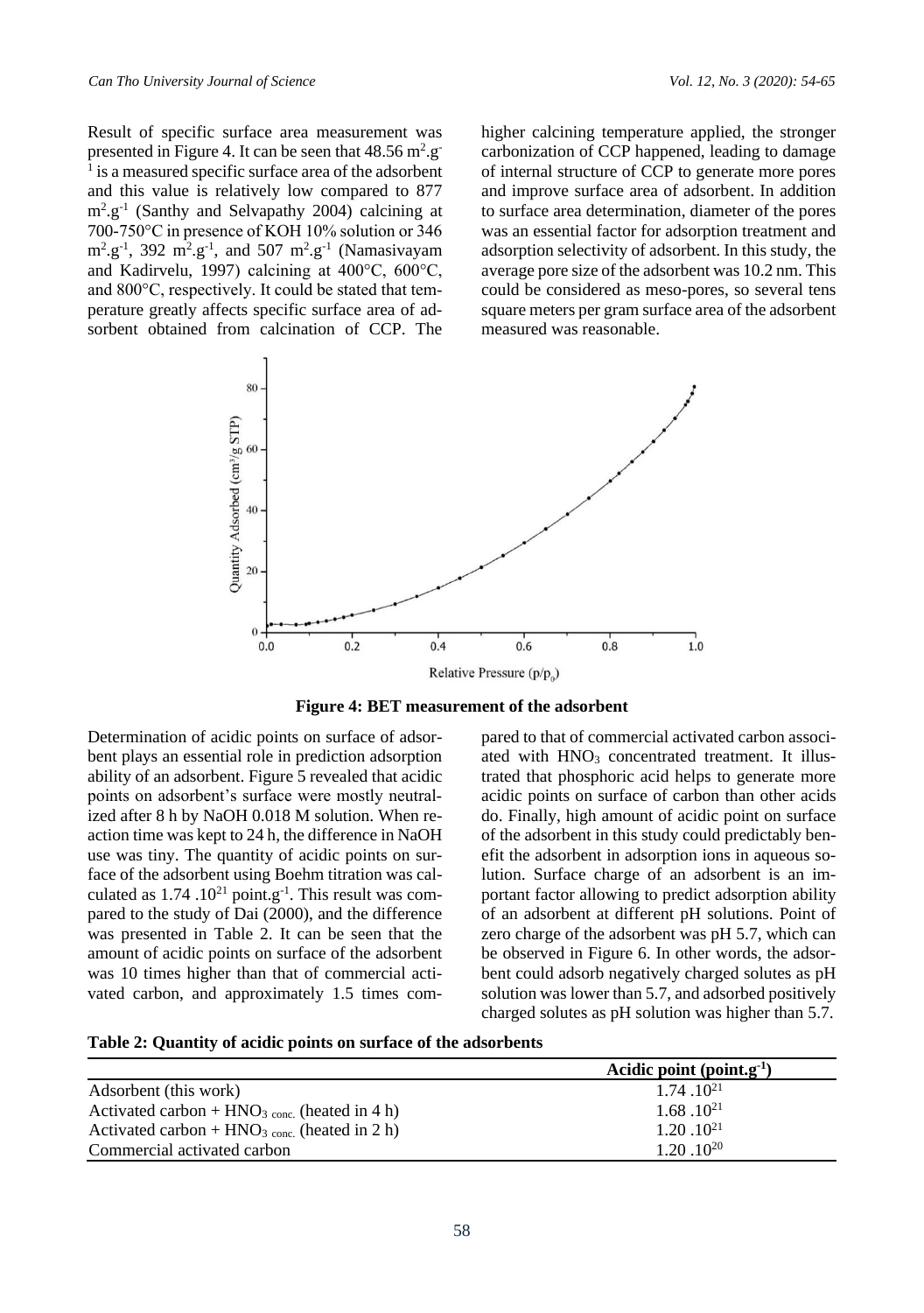Result of specific surface area measurement was presented in Figure 4. It can be seen that 48.56 $m^2.g^{-1}$ is a measured specific surface area of the adsorbent and this value is relatively low compared to 877 $m^2.g^{-1}$ (Santhy and Selvapathy 2004) calcining at 700-750°C in presence of KOH 10% solution or 346 $m^2.g^{-1}$, 392 $m^2.g^{-1}$, and 507 $m^2.g^{-1}$ (Namasivayam and Kadirvelu, 1997) calcining at 400°C, 600°C, and 800°C, respectively. It could be stated that temperature greatly affects specific surface area of adsorbent obtained from calcination of CCP. The higher calcining temperature applied, the stronger carbonization of CCP happened, leading to damage of internal structure of CCP to generate more pores and improve surface area of adsorbent. In addition to surface area determination, diameter of the pores was an essential factor for adsorption treatment and adsorption selectivity of adsorbent. In this study, the average pore size of the adsorbent was 10.2 nm. This could be considered as meso-pores, so several tens square meters per gram surface area of the adsorbent measured was reasonable.

**Figure 4: BET measurement of the adsorbent**

Determination of acidic points on surface of adsorbent plays an essential role in prediction adsorption ability of an adsorbent. Figure 5 revealed that acidic points on adsorbent's surface were mostly neutralized after 8 h by NaOH 0.018 M solution. When reaction time was kept to 24 h, the difference in NaOH use was tiny. The quantity of acidic points on surface of the adsorbent using Boehm titration was calculated as $1.74 .10^{21}$ $point.g^{-1}$. This result was compared to the study of Dai (2000), and the difference was presented in Table 2. It can be seen that the amount of acidic points on surface of the adsorbent was 10 times higher than that of commercial activated carbon, and approximately 1.5 times compared to that of commercial activated carbon associated with $HNO_3$ concentrated treatment. It illustrated that phosphoric acid helps to generate more acidic points on surface of carbon than other acids do. Finally, high amount of acidic point on surface of the adsorbent in this study could predictably benefit the adsorbent in adsorption ions in aqueous solution. Surface charge of an adsorbent is an important factor allowing to predict adsorption ability of an adsorbent at different pH solutions. Point of zero charge of the adsorbent was pH 5.7, which can be observed in Figure 6. In other words, the adsorbent could adsorb negatively charged solutes as pH solution was lower than 5.7, and adsorbed positively charged solutes as pH solution was higher than 5.7.

**Table 2: Quantity of acidic points on surface of the adsorbents**

| | Acidic point ($point.g^{-1}$) |
|---|---|
| Adsorbent (this work) | $1.74 .10^{21}$ |
| Activated carbon + $HNO_{3\ conc.}$ (heated in 4 h) | $1.68 .10^{21}$ |
| Activated carbon + $HNO_{3\ conc.}$ (heated in 2 h) | $1.20 .10^{21}$ |
| Commercial activated carbon | $1.20 .10^{20}$ |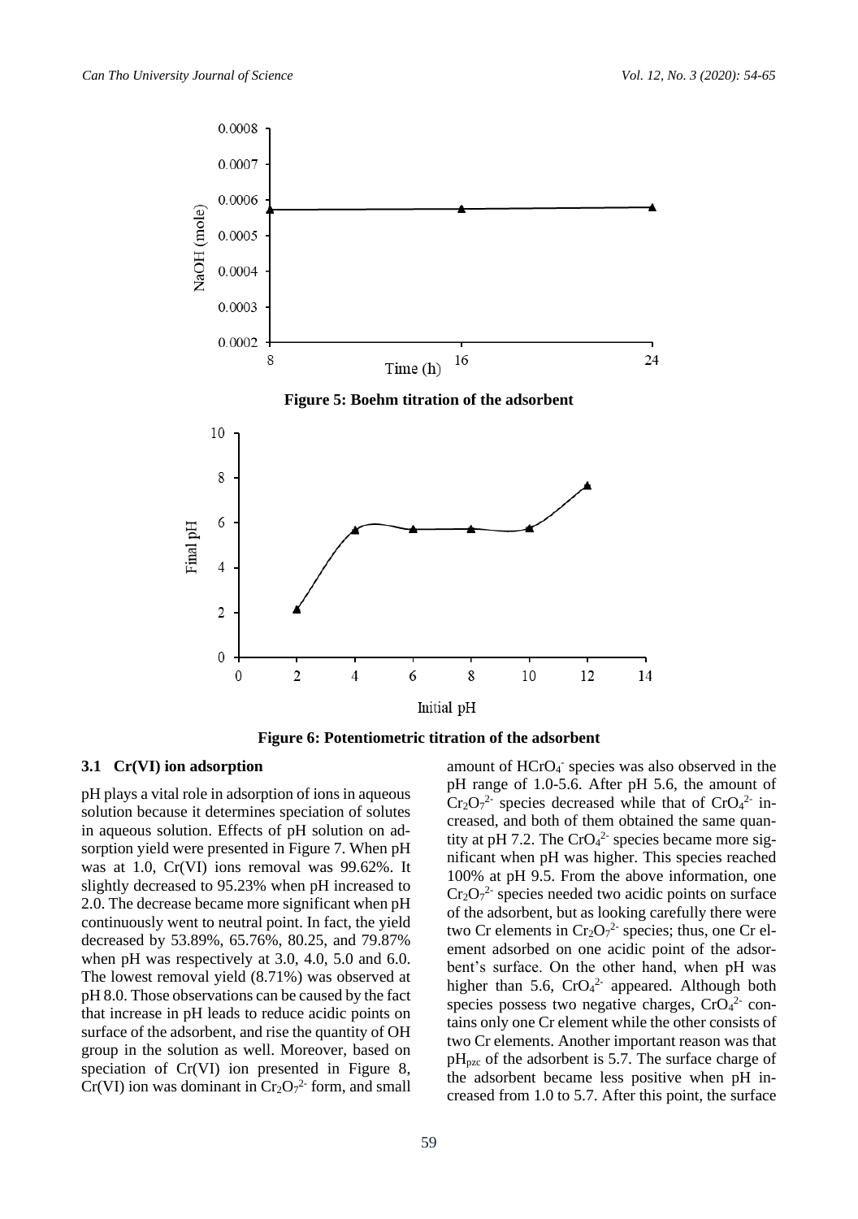**Figure 5: Boehm titration of the adsorbent**

**Figure 6: Potentiometric titration of the adsorbent**

### 3.1 Cr(VI) ion adsorption

pH plays a vital role in adsorption of ions in aqueous solution because it determines speciation of solutes in aqueous solution. Effects of pH solution on adsorption yield were presented in Figure 7. When pH was at 1.0, Cr(VI) ions removal was 99.62%. It slightly decreased to 95.23% when pH increased to 2.0. The decrease became more significant when pH continuously went to neutral point. In fact, the yield decreased by 53.89%, 65.76%, 80.25, and 79.87% when pH was respectively at 3.0, 4.0, 5.0 and 6.0. The lowest removal yield (8.71%) was observed at pH 8.0. Those observations can be caused by the fact that increase in pH leads to reduce acidic points on surface of the adsorbent, and rise the quantity of OH group in the solution as well. Moreover, based on speciation of Cr(VI) ion presented in Figure 8, Cr(VI) ion was dominant in $Cr_2O_7^{2-}$ form, and small amount of $HCrO_4^-$ species was also observed in the pH range of 1.0-5.6. After pH 5.6, the amount of $Cr_2O_7^{2-}$ species decreased while that of $CrO_4^{2-}$ increased, and both of them obtained the same quantity at pH 7.2. The $CrO_4^{2-}$ species became more significant when pH was higher. This species reached 100% at pH 9.5. From the above information, one $Cr_2O_7^{2-}$ species needed two acidic points on surface of the adsorbent, but as looking carefully there were two Cr elements in $Cr_2O_7^{2-}$ species; thus, one Cr element adsorbed on one acidic point of the adsorbent's surface. On the other hand, when pH was higher than 5.6, $CrO_4^{2-}$ appeared. Although both species possess two negative charges, $CrO_4^{2-}$ contains only one Cr element while the other consists of two Cr elements. Another important reason was that $pH_{pzc}$ of the adsorbent is 5.7. The surface charge of the adsorbent became less positive when pH increased from 1.0 to 5.7. After this point, the surface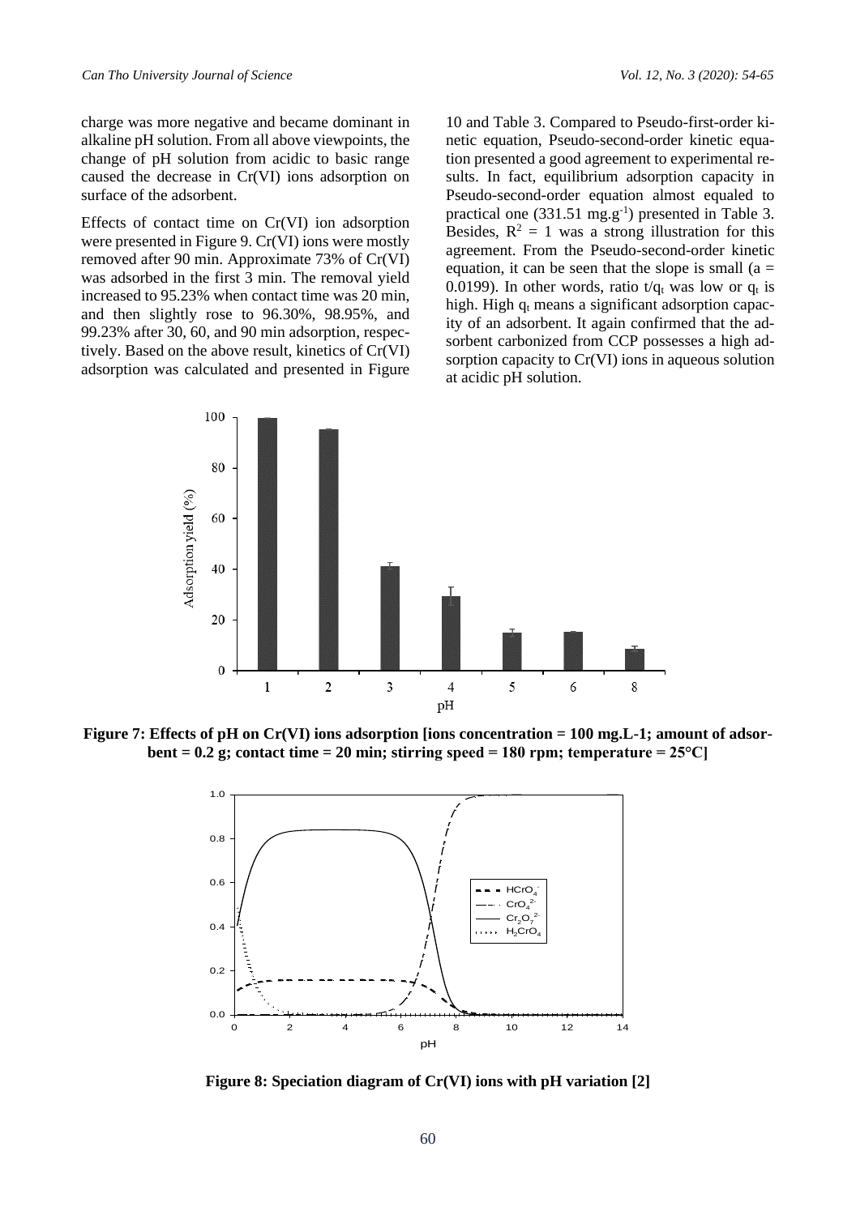charge was more negative and became dominant in alkaline pH solution. From all above viewpoints, the change of pH solution from acidic to basic range caused the decrease in Cr(VI) ions adsorption on surface of the adsorbent.

Effects of contact time on Cr(VI) ion adsorption were presented in Figure 9. Cr(VI) ions were mostly removed after 90 min. Approximate 73% of Cr(VI) was adsorbed in the first 3 min. The removal yield increased to 95.23% when contact time was 20 min, and then slightly rose to 96.30%, 98.95%, and 99.23% after 30, 60, and 90 min adsorption, respectively. Based on the above result, kinetics of Cr(VI) adsorption was calculated and presented in Figure 10 and Table 3. Compared to Pseudo-first-order kinetic equation, Pseudo-second-order kinetic equation presented a good agreement to experimental results. In fact, equilibrium adsorption capacity in Pseudo-second-order equation almost equaled to practical one (331.51 $mg.g^{-1}$) presented in Table 3. Besides, $R^2 = 1$ was a strong illustration for this agreement. From the Pseudo-second-order kinetic equation, it can be seen that the slope is small ($a = 0.0199$). In other words, ratio $t/q_t$ was low or $q_t$ is high. High $q_t$ means a significant adsorption capacity of an adsorbent. It again confirmed that the adsorbent carbonized from CCP possesses a high adsorption capacity to Cr(VI) ions in aqueous solution at acidic pH solution.

Adsorption yield (%)
100
80
60
40
20
0
1 2 3 4 5 6 8
pH

**Figure 7: Effects of pH on Cr(VI) ions adsorption [ions concentration = 100 mg.L-1; amount of adsorbent = 0.2 g; contact time = 20 min; stirring speed = 180 rpm; temperature = 25°C]**

1.0
0.8
0.6
0.4
0.2
0.0
0 2 4 6 8 10 12 14
pH

$HCrO_4^-$
$CrO_4^{2-}$
$Cr_2O_7^{2-}$
$H_2CrO_4$

**Figure 8: Speciation diagram of Cr(VI) ions with pH variation [2]**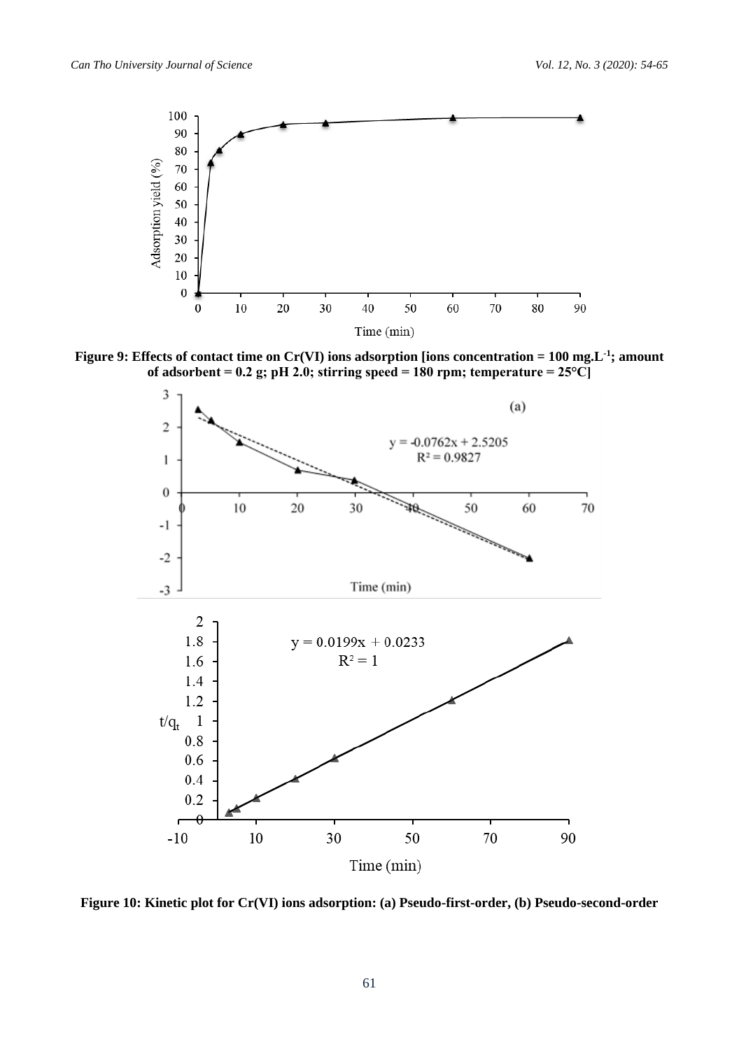**Figure 9: Effects of contact time on Cr(VI) ions adsorption [ions concentration = 100 mg.L$^{-1}$; amount of adsorbent = 0.2 g; pH 2.0; stirring speed = 180 rpm; temperature = 25°C]**

**Figure 10: Kinetic plot for Cr(VI) ions adsorption: (a) Pseudo-first-order, (b) Pseudo-second-order**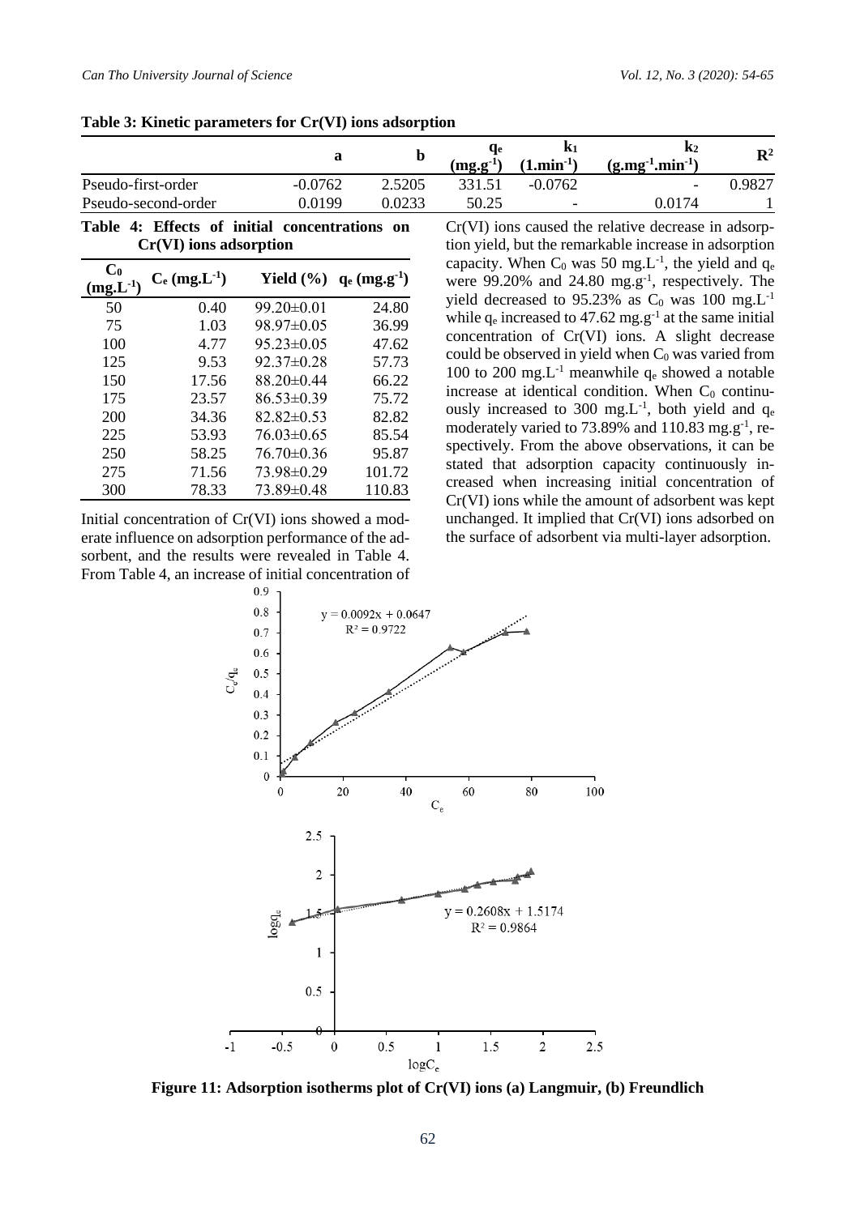**Table 3: Kinetic parameters for Cr(VI) ions adsorption**

| | a | b | $q_e$ $(mg.g^{-1})$ | $k_1$ $(1.min^{-1})$ | $k_2$ $(g.mg^{-1}.min^{-1})$ | $R^2$ |
|---|---|---|---|---|---|---|
| Pseudo-first-order | -0.0762 | 2.5205 | 331.51 | -0.0762 | - | 0.9827 |
| Pseudo-second-order | 0.0199 | 0.0233 | 50.25 | - | 0.0174 | 1 |

**Table 4: Effects of initial concentrations on Cr(VI) ions adsorption**

| $C_0$ $(mg.L^{-1})$ | $C_e$ $(mg.L^{-1})$ | Yield (%) | $q_e$ $(mg.g^{-1})$ |
|---|---|---|---|
| 50 | 0.40 | 99.20±0.01 | 24.80 |
| 75 | 1.03 | 98.97±0.05 | 36.99 |
| 100 | 4.77 | 95.23±0.05 | 47.62 |
| 125 | 9.53 | 92.37±0.28 | 57.73 |
| 150 | 17.56 | 88.20±0.44 | 66.22 |
| 175 | 23.57 | 86.53±0.39 | 75.72 |
| 200 | 34.36 | 82.82±0.53 | 82.82 |
| 225 | 53.93 | 76.03±0.65 | 85.54 |
| 250 | 58.25 | 76.70±0.36 | 95.87 |
| 275 | 71.56 | 73.98±0.29 | 101.72 |
| 300 | 78.33 | 73.89±0.48 | 110.83 |

Initial concentration of Cr(VI) ions showed a moderate influence on adsorption performance of the adsorbent, and the results were revealed in Table 4. From Table 4, an increase of initial concentration of Cr(VI) ions caused the relative decrease in adsorption yield, but the remarkable increase in adsorption capacity. When $C_0$ was 50 $mg.L^{-1}$, the yield and $q_e$ were 99.20% and 24.80 $mg.g^{-1}$, respectively. The yield decreased to 95.23% as $C_0$ was 100 $mg.L^{-1}$ while $q_e$ increased to 47.62 $mg.g^{-1}$ at the same initial concentration of Cr(VI) ions. A slight decrease could be observed in yield when $C_0$ was varied from 100 to 200 $mg.L^{-1}$ meanwhile $q_e$ showed a notable increase at identical condition. When $C_0$ continuously increased to 300 $mg.L^{-1}$, both yield and $q_e$ moderately varied to 73.89% and 110.83 $mg.g^{-1}$, respectively. From the above observations, it can be stated that adsorption capacity continuously increased when increasing initial concentration of Cr(VI) ions while the amount of adsorbent was kept unchanged. It implied that Cr(VI) ions adsorbed on the surface of adsorbent via multi-layer adsorption.

$C_e/q_e$

$y = 0.0092x + 0.0647$
$R^2 = 0.9722$

$C_e$

$\log q_e$

$y = 0.2608x + 1.5174$
$R^2 = 0.9864$

$\log C_e$

**Figure 11: Adsorption isotherms plot of Cr(VI) ions (a) Langmuir, (b) Freundlich**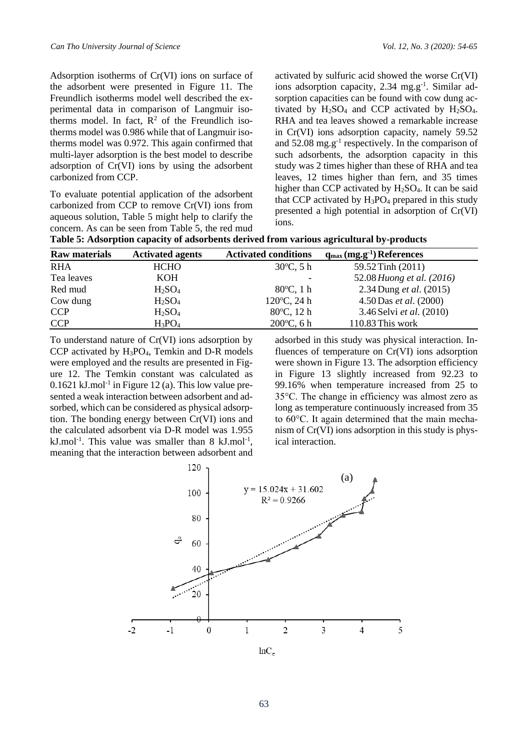Adsorption isotherms of Cr(VI) ions on surface of the adsorbent were presented in Figure 11. The Freundlich isotherms model well described the experimental data in comparison of Langmuir isotherms model. In fact, $R^2$ of the Freundlich isotherms model was 0.986 while that of Langmuir isotherms model was 0.972. This again confirmed that multi-layer adsorption is the best model to describe adsorption of Cr(VI) ions by using the adsorbent carbonized from CCP.

To evaluate potential application of the adsorbent carbonized from CCP to remove Cr(VI) ions from aqueous solution, Table 5 might help to clarify the concern. As can be seen from Table 5, the red mud activated by sulfuric acid showed the worse Cr(VI) ions adsorption capacity, 2.34 $mg.g^{-1}$. Similar adsorption capacities can be found with cow dung activated by $H_2SO_4$ and CCP activated by $H_2SO_4$. RHA and tea leaves showed a remarkable increase in Cr(VI) ions adsorption capacity, namely 59.52 and 52.08 $mg.g^{-1}$ respectively. In the comparison of such adsorbents, the adsorption capacity in this study was 2 times higher than these of RHA and tea leaves, 12 times higher than fern, and 35 times higher than CCP activated by $H_2SO_4$. It can be said that CCP activated by $H_3PO_4$ prepared in this study presented a high potential in adsorption of Cr(VI) ions.

**Table 5: Adsorption capacity of adsorbents derived from various agricultural by-products**

| Raw materials | Activated agents | Activated conditions | $q_{max}$ ($mg.g^{-1}$) | References |
|---|---|---|---|---|
| RHA | HCHO | 30°C, 5 h | 59.52 | Tinh (2011) |
| Tea leaves | KOH | - | 52.08 | *Huong et al. (2016)* |
| Red mud | $H_2SO_4$ | 80°C, 1 h | 2.34 | Dung *et al*. (2015) |
| Cow dung | $H_2SO_4$ | 120°C, 24 h | 4.50 | Das *et al*. (2000) |
| CCP | $H_2SO_4$ | 80°C, 12 h | 3.46 | Selvi *et al.* (2010) |
| CCP | $H_3PO_4$ | 200°C, 6 h | 110.83 | This work |

To understand nature of Cr(VI) ions adsorption by CCP activated by $H_3PO_4$, Temkin and D-R models were employed and the results are presented in Figure 12. The Temkin constant was calculated as 0.1621 $kJ.mol^{-1}$ in Figure 12 (a). This low value presented a weak interaction between adsorbent and adsorbed, which can be considered as physical adsorption. The bonding energy between Cr(VI) ions and the calculated adsorbent via D-R model was 1.955 $kJ.mol^{-1}$. This value was smaller than 8 $kJ.mol^{-1}$, meaning that the interaction between adsorbent and adsorbed in this study was physical interaction. Influences of temperature on Cr(VI) ions adsorption were shown in Figure 13. The adsorption efficiency in Figure 13 slightly increased from 92.23 to 99.16% when temperature increased from 25 to 35°C. The change in efficiency was almost zero as long as temperature continuously increased from 35 to 60°C. It again determined that the main mechanism of Cr(VI) ions adsorption in this study is physical interaction.

(a)

y = 15.024x + 31.602

R² = 0.9266

$q_e$

$lnC_e$

120
100
80
60
40
20
0

-2 -1 0 1 2 3 4 5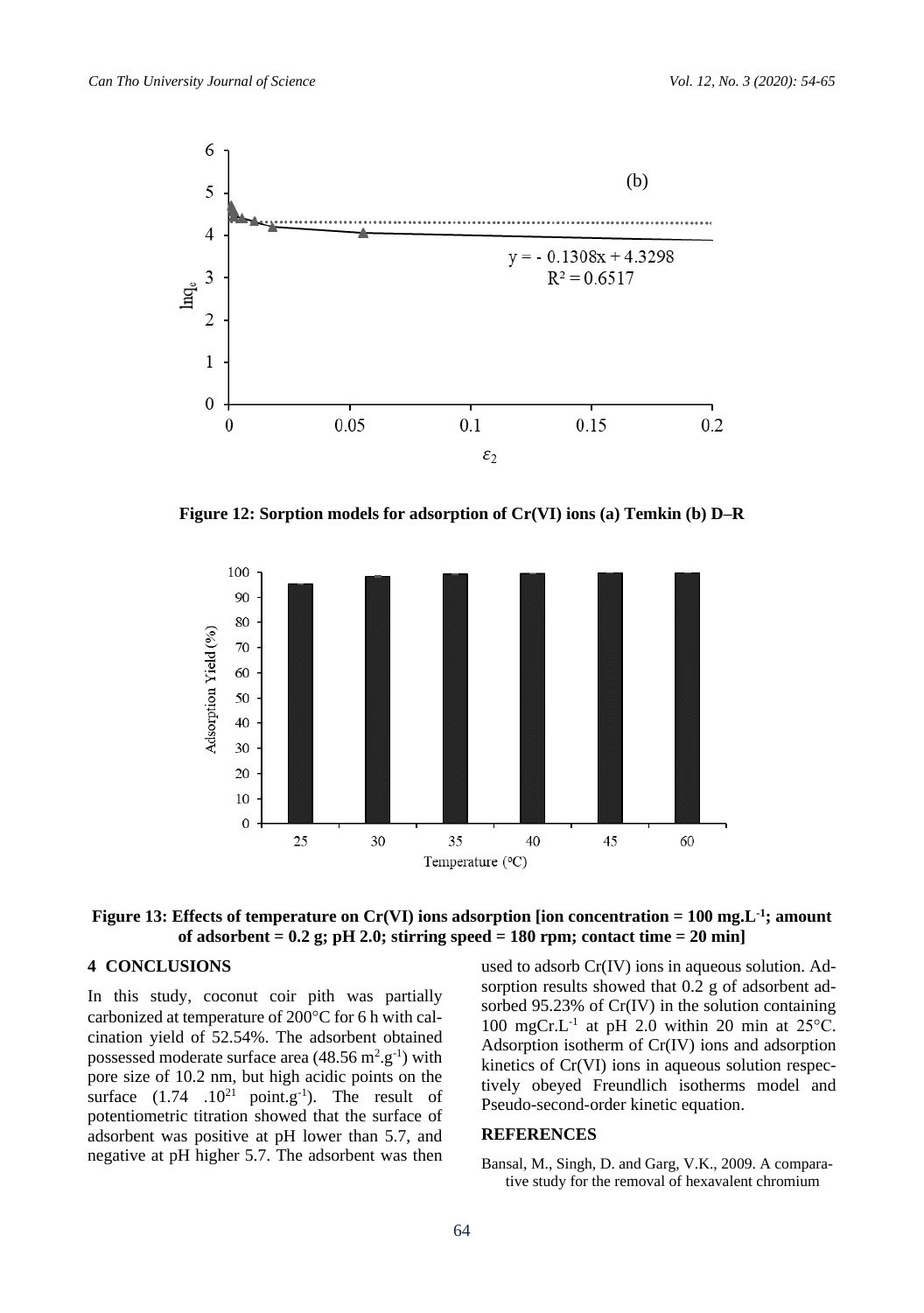6

5

4

3

2

1

0

0 0.05 0.1 0.15 0.2

$\ln q_e$

$\varepsilon_2$

(b)

y = - 0.1308x + 4.3298

$R^2 = 0.6517$

**Figure 12: Sorption models for adsorption of Cr(VI) ions (a) Temkin (b) D–R**

100

90

80

70

60

50

40

30

20

10

0

Adsorption Yield (%)

25 30 35 40 45 60

Temperature (°C)

**Figure 13: Effects of temperature on Cr(VI) ions adsorption [ion concentration = 100 mg.L$^{-1}$; amount of adsorbent = 0.2 g; pH 2.0; stirring speed = 180 rpm; contact time = 20 min]**

## 4 CONCLUSIONS

In this study, coconut coir pith was partially carbonized at temperature of 200°C for 6 h with calcination yield of 52.54%. The adsorbent obtained possessed moderate surface area (48.56 m$^2$.g$^{-1}$) with pore size of 10.2 nm, but high acidic points on the surface (1.74 .10$^{21}$ point.g$^{-1}$). The result of potentiometric titration showed that the surface of adsorbent was positive at pH lower than 5.7, and negative at pH higher 5.7. The adsorbent was then used to adsorb Cr(IV) ions in aqueous solution. Adsorption results showed that 0.2 g of adsorbent adsorbed 95.23% of Cr(IV) in the solution containing 100 mgCr.L$^{-1}$ at pH 2.0 within 20 min at 25°C. Adsorption isotherm of Cr(IV) ions and adsorption kinetics of Cr(VI) ions in aqueous solution respectively obeyed Freundlich isotherms model and Pseudo-second-order kinetic equation.

## REFERENCES

Bansal, M., Singh, D. and Garg, V.K., 2009. A comparative study for the removal of hexavalent chromium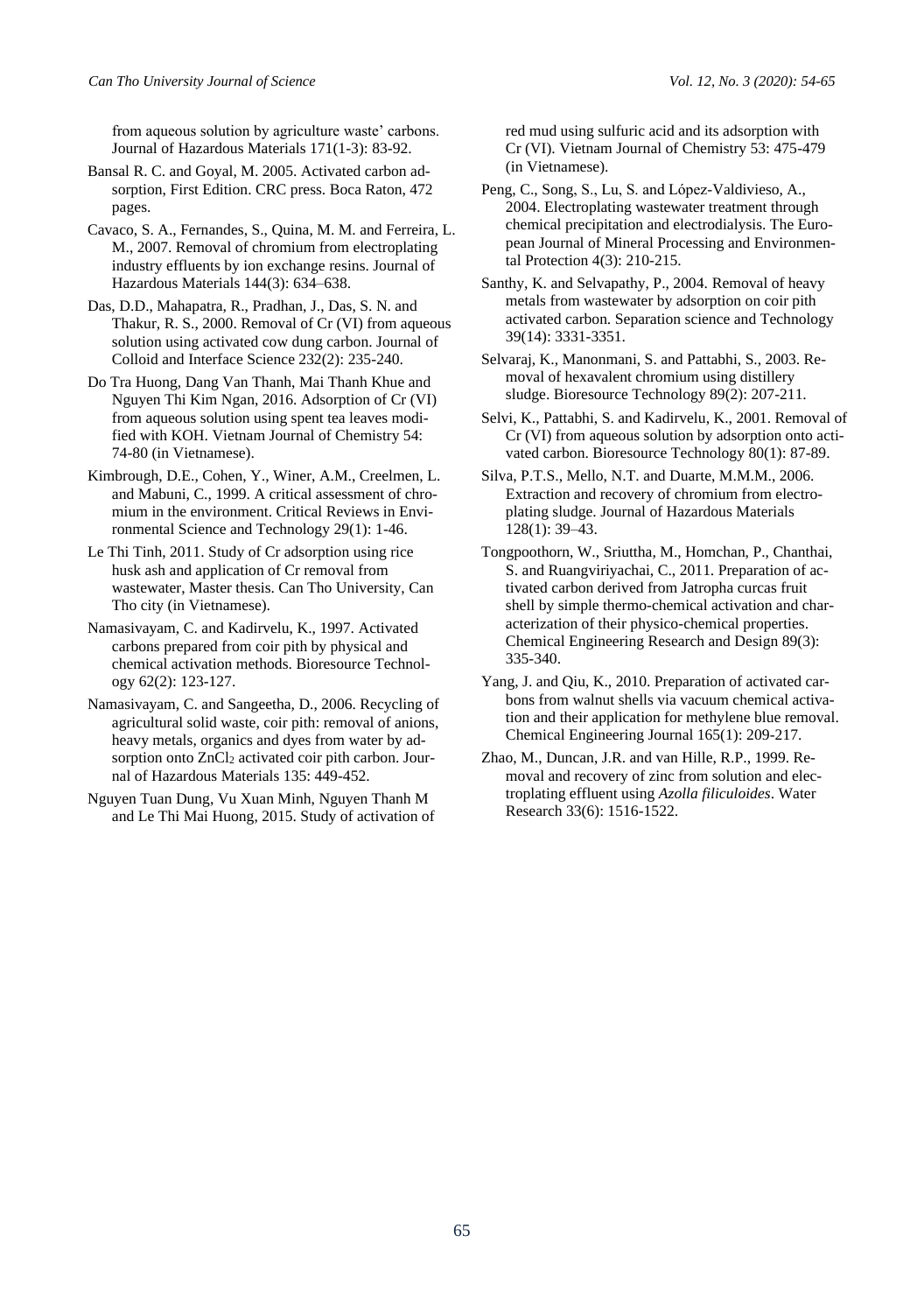from aqueous solution by agriculture waste' carbons. Journal of Hazardous Materials 171(1-3): 83-92.

Bansal R. C. and Goyal, M. 2005. Activated carbon adsorption, First Edition. CRC press. Boca Raton, 472 pages.

Cavaco, S. A., Fernandes, S., Quina, M. M. and Ferreira, L. M., 2007. Removal of chromium from electroplating industry effluents by ion exchange resins. Journal of Hazardous Materials 144(3): 634–638.

Das, D.D., Mahapatra, R., Pradhan, J., Das, S. N. and Thakur, R. S., 2000. Removal of Cr (VI) from aqueous solution using activated cow dung carbon. Journal of Colloid and Interface Science 232(2): 235-240.

Do Tra Huong, Dang Van Thanh, Mai Thanh Khue and Nguyen Thi Kim Ngan, 2016. Adsorption of Cr (VI) from aqueous solution using spent tea leaves modified with KOH. Vietnam Journal of Chemistry 54: 74-80 (in Vietnamese).

Kimbrough, D.E., Cohen, Y., Winer, A.M., Creelmen, L. and Mabuni, C., 1999. A critical assessment of chromium in the environment. Critical Reviews in Environmental Science and Technology 29(1): 1-46.

Le Thi Tinh, 2011. Study of Cr adsorption using rice husk ash and application of Cr removal from wastewater, Master thesis. Can Tho University, Can Tho city (in Vietnamese).

Namasivayam, C. and Kadirvelu, K., 1997. Activated carbons prepared from coir pith by physical and chemical activation methods. Bioresource Technology 62(2): 123-127.

Namasivayam, C. and Sangeetha, D., 2006. Recycling of agricultural solid waste, coir pith: removal of anions, heavy metals, organics and dyes from water by adsorption onto $ZnCl_2$ activated coir pith carbon. Journal of Hazardous Materials 135: 449-452.

Nguyen Tuan Dung, Vu Xuan Minh, Nguyen Thanh M and Le Thi Mai Huong, 2015. Study of activation of red mud using sulfuric acid and its adsorption with Cr (VI). Vietnam Journal of Chemistry 53: 475-479 (in Vietnamese).

Peng, C., Song, S., Lu, S. and López-Valdivieso, A., 2004. Electroplating wastewater treatment through chemical precipitation and electrodialysis. The European Journal of Mineral Processing and Environmental Protection 4(3): 210-215.

Santhy, K. and Selvapathy, P., 2004. Removal of heavy metals from wastewater by adsorption on coir pith activated carbon. Separation science and Technology 39(14): 3331-3351.

Selvaraj, K., Manonmani, S. and Pattabhi, S., 2003. Removal of hexavalent chromium using distillery sludge. Bioresource Technology 89(2): 207-211.

Selvi, K., Pattabhi, S. and Kadirvelu, K., 2001. Removal of Cr (VI) from aqueous solution by adsorption onto activated carbon. Bioresource Technology 80(1): 87-89.

Silva, P.T.S., Mello, N.T. and Duarte, M.M.M., 2006. Extraction and recovery of chromium from electroplating sludge. Journal of Hazardous Materials 128(1): 39–43.

Tongpoothorn, W., Sriuttha, M., Homchan, P., Chanthai, S. and Ruangviriyachai, C., 2011. Preparation of activated carbon derived from Jatropha curcas fruit shell by simple thermo-chemical activation and characterization of their physico-chemical properties. Chemical Engineering Research and Design 89(3): 335-340.

Yang, J. and Qiu, K., 2010. Preparation of activated carbons from walnut shells via vacuum chemical activation and their application for methylene blue removal. Chemical Engineering Journal 165(1): 209-217.

Zhao, M., Duncan, J.R. and van Hille, R.P., 1999. Removal and recovery of zinc from solution and electroplating effluent using *Azolla filiculoides*. Water Research 33(6): 1516-1522.